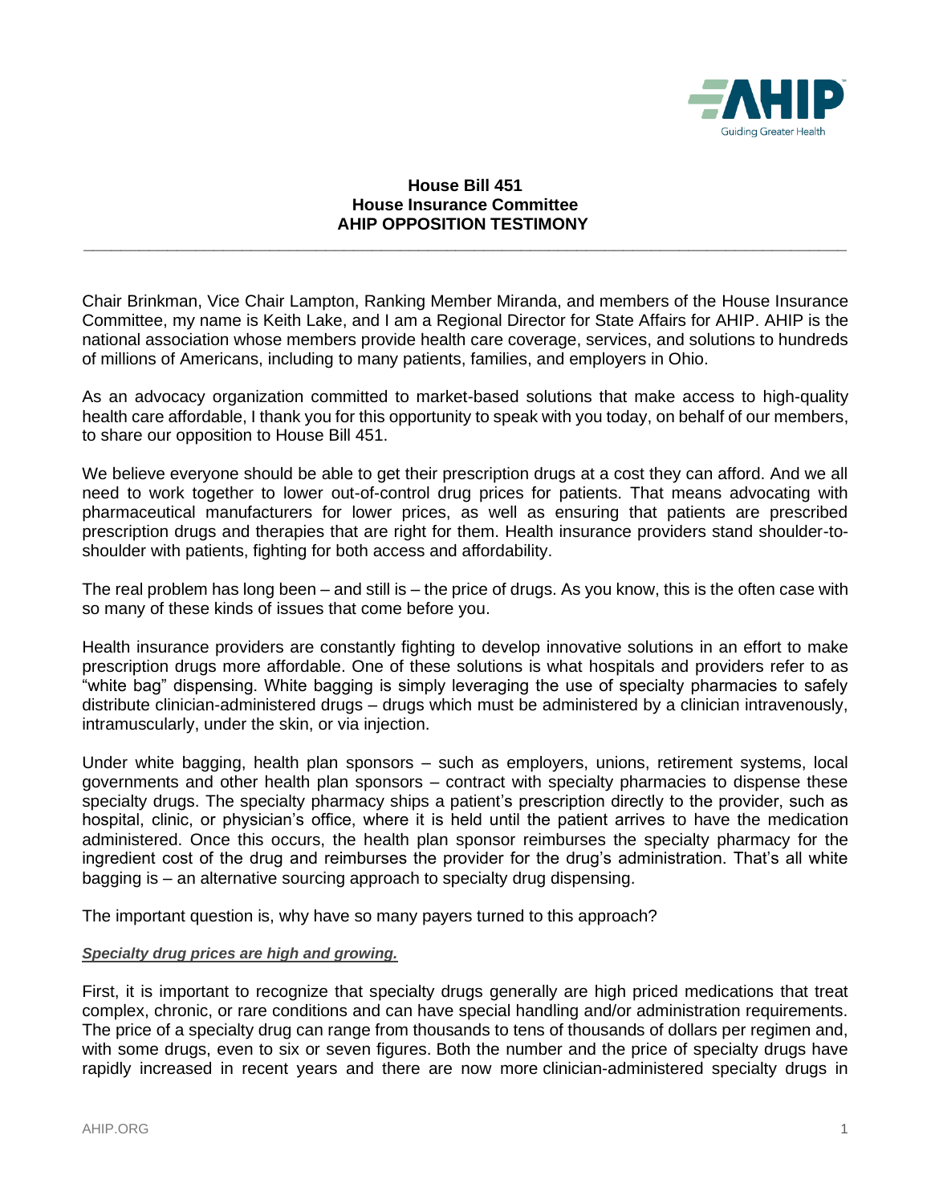**House Bill 451**
**House Insurance Committee**
**AHIP OPPOSITION TESTIMONY**

---

Chair Brinkman, Vice Chair Lampton, Ranking Member Miranda, and members of the House Insurance Committee, my name is Keith Lake, and I am a Regional Director for State Affairs for AHIP. AHIP is the national association whose members provide health care coverage, services, and solutions to hundreds of millions of Americans, including to many patients, families, and employers in Ohio.

As an advocacy organization committed to market-based solutions that make access to high-quality health care affordable, I thank you for this opportunity to speak with you today, on behalf of our members, to share our opposition to House Bill 451.

We believe everyone should be able to get their prescription drugs at a cost they can afford. And we all need to work together to lower out-of-control drug prices for patients. That means advocating with pharmaceutical manufacturers for lower prices, as well as ensuring that patients are prescribed prescription drugs and therapies that are right for them. Health insurance providers stand shoulder-to-shoulder with patients, fighting for both access and affordability.

The real problem has long been – and still is – the price of drugs. As you know, this is the often case with so many of these kinds of issues that come before you.

Health insurance providers are constantly fighting to develop innovative solutions in an effort to make prescription drugs more affordable. One of these solutions is what hospitals and providers refer to as "white bag" dispensing. White bagging is simply leveraging the use of specialty pharmacies to safely distribute clinician-administered drugs – drugs which must be administered by a clinician intravenously, intramuscularly, under the skin, or via injection.

Under white bagging, health plan sponsors – such as employers, unions, retirement systems, local governments and other health plan sponsors – contract with specialty pharmacies to dispense these specialty drugs. The specialty pharmacy ships a patient's prescription directly to the provider, such as hospital, clinic, or physician's office, where it is held until the patient arrives to have the medication administered. Once this occurs, the health plan sponsor reimburses the specialty pharmacy for the ingredient cost of the drug and reimburses the provider for the drug's administration. That's all white bagging is – an alternative sourcing approach to specialty drug dispensing.

The important question is, why have so many payers turned to this approach?

***<u>Specialty drug prices are high and growing.</u>***

First, it is important to recognize that specialty drugs generally are high priced medications that treat complex, chronic, or rare conditions and can have special handling and/or administration requirements. The price of a specialty drug can range from thousands to tens of thousands of dollars per regimen and, with some drugs, even to six or seven figures. Both the number and the price of specialty drugs have rapidly increased in recent years and there are now more clinician-administered specialty drugs in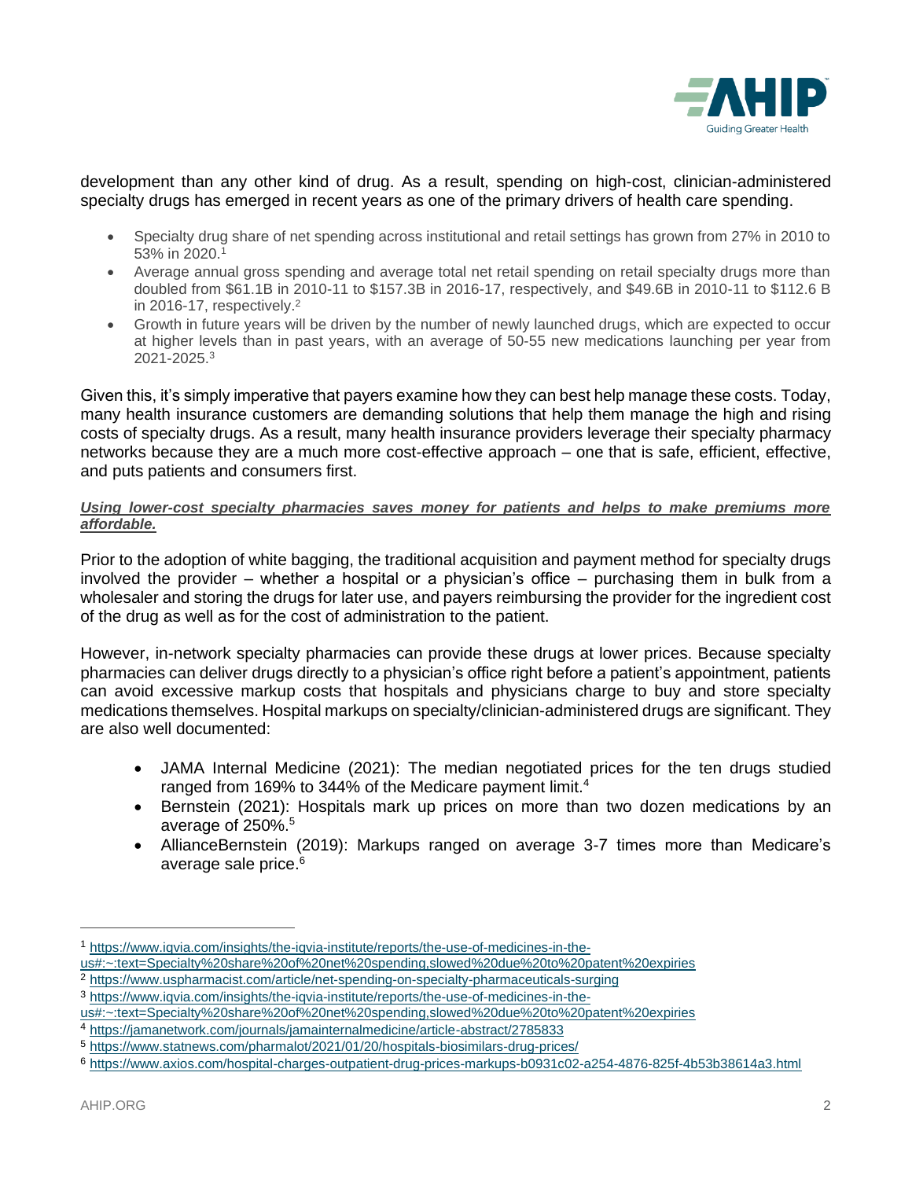development than any other kind of drug. As a result, spending on high-cost, clinician-administered specialty drugs has emerged in recent years as one of the primary drivers of health care spending.

- Specialty drug share of net spending across institutional and retail settings has grown from 27% in 2010 to 53% in 2020.[1]
- Average annual gross spending and average total net retail spending on retail specialty drugs more than doubled from $61.1B in 2010-11 to $157.3B in 2016-17, respectively, and $49.6B in 2010-11 to $112.6 B in 2016-17, respectively.[2]
- Growth in future years will be driven by the number of newly launched drugs, which are expected to occur at higher levels than in past years, with an average of 50-55 new medications launching per year from 2021-2025.[3]

Given this, it's simply imperative that payers examine how they can best help manage these costs. Today, many health insurance customers are demanding solutions that help them manage the high and rising costs of specialty drugs. As a result, many health insurance providers leverage their specialty pharmacy networks because they are a much more cost-effective approach – one that is safe, efficient, effective, and puts patients and consumers first.

***Using lower-cost specialty pharmacies saves money for patients and helps to make premiums more affordable.***

Prior to the adoption of white bagging, the traditional acquisition and payment method for specialty drugs involved the provider – whether a hospital or a physician's office – purchasing them in bulk from a wholesaler and storing the drugs for later use, and payers reimbursing the provider for the ingredient cost of the drug as well as for the cost of administration to the patient.

However, in-network specialty pharmacies can provide these drugs at lower prices. Because specialty pharmacies can deliver drugs directly to a physician's office right before a patient's appointment, patients can avoid excessive markup costs that hospitals and physicians charge to buy and store specialty medications themselves. Hospital markups on specialty/clinician-administered drugs are significant. They are also well documented:

- JAMA Internal Medicine (2021): The median negotiated prices for the ten drugs studied ranged from 169% to 344% of the Medicare payment limit.[4]
- Bernstein (2021): Hospitals mark up prices on more than two dozen medications by an average of 250%.[5]
- AllianceBernstein (2019): Markups ranged on average 3-7 times more than Medicare's average sale price.[6]

---

[1] https://www.iqvia.com/insights/the-iqvia-institute/reports/the-use-of-medicines-in-the-us#:~:text=Specialty%20share%20of%20net%20spending,slowed%20due%20to%20patent%20expiries

[2] https://www.uspharmacist.com/article/net-spending-on-specialty-pharmaceuticals-surging

[3] https://www.iqvia.com/insights/the-iqvia-institute/reports/the-use-of-medicines-in-the-us#:~:text=Specialty%20share%20of%20net%20spending,slowed%20due%20to%20patent%20expiries

[4] https://jamanetwork.com/journals/jamainternalmedicine/article-abstract/2785833

[5] https://www.statnews.com/pharmalot/2021/01/20/hospitals-biosimilars-drug-prices/

[6] https://www.axios.com/hospital-charges-outpatient-drug-prices-markups-b0931c02-a254-4876-825f-4b53b38614a3.html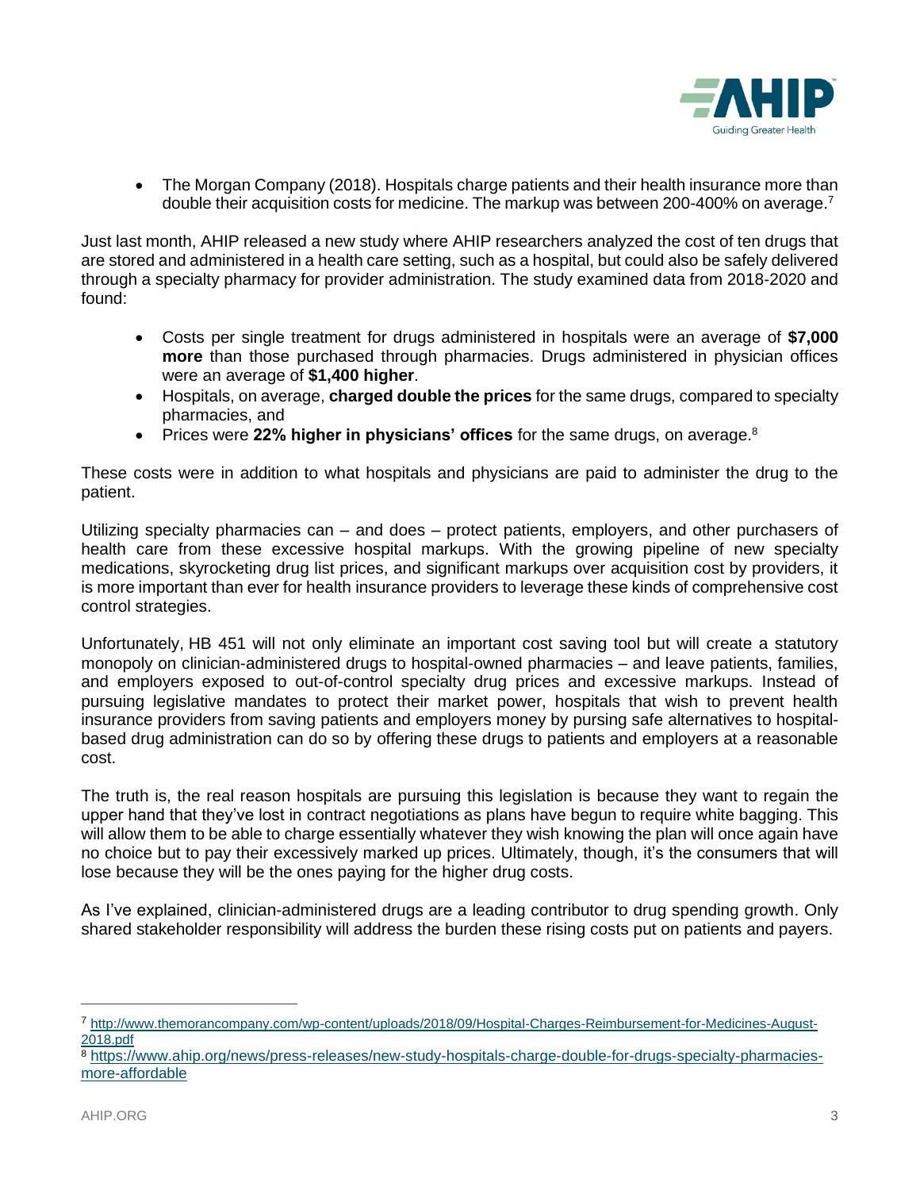- The Morgan Company (2018). Hospitals charge patients and their health insurance more than double their acquisition costs for medicine. The markup was between 200-400% on average.[7]

Just last month, AHIP released a new study where AHIP researchers analyzed the cost of ten drugs that are stored and administered in a health care setting, such as a hospital, but could also be safely delivered through a specialty pharmacy for provider administration. The study examined data from 2018-2020 and found:

- Costs per single treatment for drugs administered in hospitals were an average of **$7,000 more** than those purchased through pharmacies. Drugs administered in physician offices were an average of **$1,400 higher**.
- Hospitals, on average, **charged double the prices** for the same drugs, compared to specialty pharmacies, and
- Prices were **22% higher in physicians' offices** for the same drugs, on average.[8]

These costs were in addition to what hospitals and physicians are paid to administer the drug to the patient.

Utilizing specialty pharmacies can – and does – protect patients, employers, and other purchasers of health care from these excessive hospital markups. With the growing pipeline of new specialty medications, skyrocketing drug list prices, and significant markups over acquisition cost by providers, it is more important than ever for health insurance providers to leverage these kinds of comprehensive cost control strategies.

Unfortunately, HB 451 will not only eliminate an important cost saving tool but will create a statutory monopoly on clinician-administered drugs to hospital-owned pharmacies – and leave patients, families, and employers exposed to out-of-control specialty drug prices and excessive markups. Instead of pursuing legislative mandates to protect their market power, hospitals that wish to prevent health insurance providers from saving patients and employers money by pursing safe alternatives to hospital-based drug administration can do so by offering these drugs to patients and employers at a reasonable cost.

The truth is, the real reason hospitals are pursuing this legislation is because they want to regain the upper hand that they've lost in contract negotiations as plans have begun to require white bagging. This will allow them to be able to charge essentially whatever they wish knowing the plan will once again have no choice but to pay their excessively marked up prices. Ultimately, though, it's the consumers that will lose because they will be the ones paying for the higher drug costs.

As I've explained, clinician-administered drugs are a leading contributor to drug spending growth. Only shared stakeholder responsibility will address the burden these rising costs put on patients and payers.

---

[7] http://www.themorancompany.com/wp-content/uploads/2018/09/Hospital-Charges-Reimbursement-for-Medicines-August-2018.pdf

[8] https://www.ahip.org/news/press-releases/new-study-hospitals-charge-double-for-drugs-specialty-pharmacies-more-affordable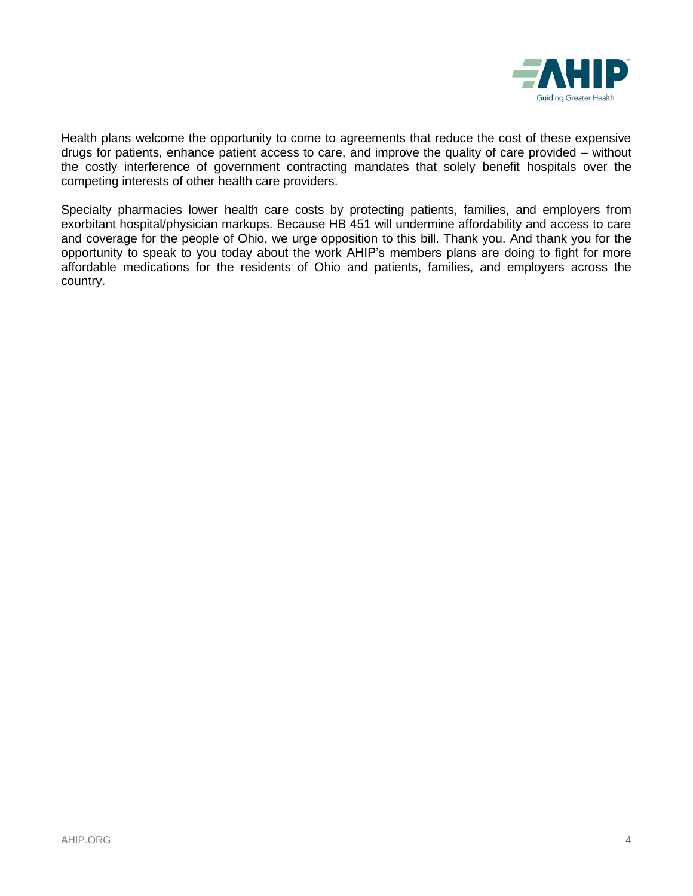Health plans welcome the opportunity to come to agreements that reduce the cost of these expensive drugs for patients, enhance patient access to care, and improve the quality of care provided – without the costly interference of government contracting mandates that solely benefit hospitals over the competing interests of other health care providers.

Specialty pharmacies lower health care costs by protecting patients, families, and employers from exorbitant hospital/physician markups. Because HB 451 will undermine affordability and access to care and coverage for the people of Ohio, we urge opposition to this bill. Thank you. And thank you for the opportunity to speak to you today about the work AHIP's members plans are doing to fight for more affordable medications for the residents of Ohio and patients, families, and employers across the country.